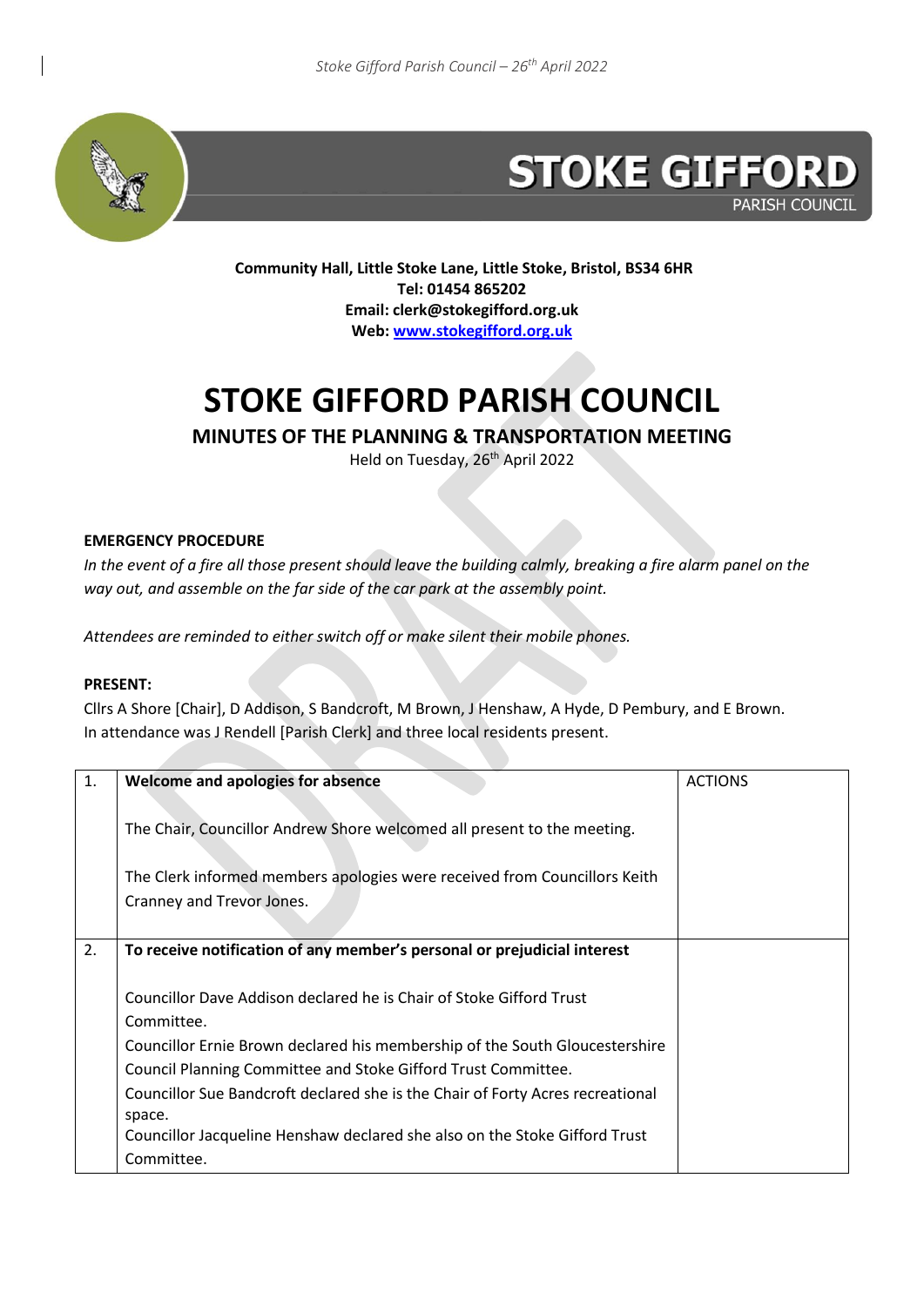**STOKE GIFFORD** PARISH COUNCIL

**Community Hall, Little Stoke Lane, Little Stoke, Bristol, BS34 6HR**
**Tel: 01454 865202**
**Email: clerk@stokegifford.org.uk**
**Web: [www.stokegifford.org.uk](http://www.stokegifford.org.uk)**

# STOKE GIFFORD PARISH COUNCIL

## MINUTES OF THE PLANNING & TRANSPORTATION MEETING

Held on Tuesday, 26th April 2022

**EMERGENCY PROCEDURE**

*In the event of a fire all those present should leave the building calmly, breaking a fire alarm panel on the way out, and assemble on the far side of the car park at the assembly point.*

*Attendees are reminded to either switch off or make silent their mobile phones.*

**PRESENT:**

Cllrs A Shore [Chair], D Addison, S Bandcroft, M Brown, J Henshaw, A Hyde, D Pembury, and E Brown.
In attendance was J Rendell [Parish Clerk] and three local residents present.

| | | ACTIONS |
|---|---|---|
| 1. | **Welcome and apologies for absence**<br><br>The Chair, Councillor Andrew Shore welcomed all present to the meeting.<br><br>The Clerk informed members apologies were received from Councillors Keith Cranney and Trevor Jones. | |
| 2. | **To receive notification of any member's personal or prejudicial interest**<br><br>Councillor Dave Addison declared he is Chair of Stoke Gifford Trust Committee.<br>Councillor Ernie Brown declared his membership of the South Gloucestershire Council Planning Committee and Stoke Gifford Trust Committee.<br>Councillor Sue Bandcroft declared she is the Chair of Forty Acres recreational space.<br>Councillor Jacqueline Henshaw declared she also on the Stoke Gifford Trust Committee. | |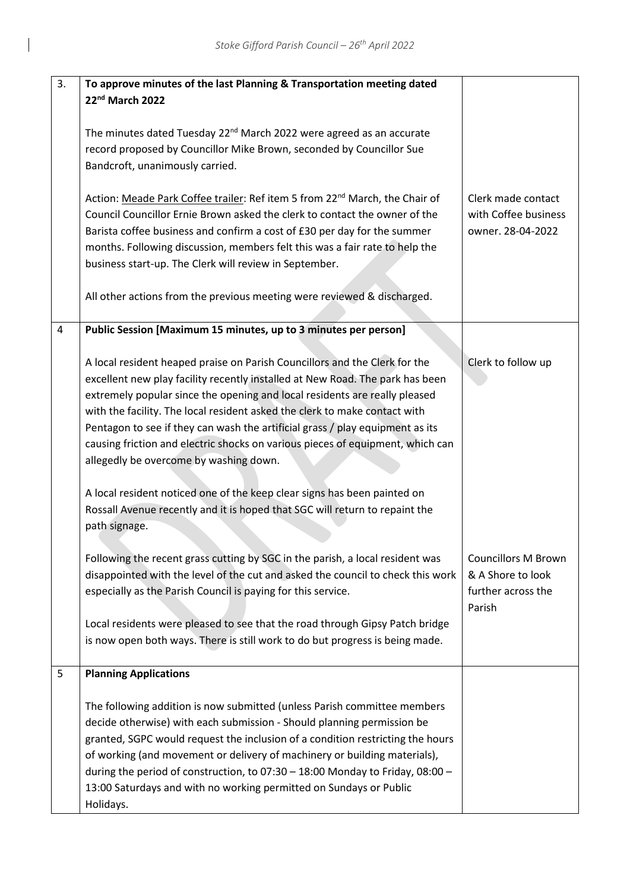| | | |
|---|---|---|
| 3. | **To approve minutes of the last Planning & Transportation meeting dated 22nd March 2022**<br><br>The minutes dated Tuesday 22nd March 2022 were agreed as an accurate record proposed by Councillor Mike Brown, seconded by Councillor Sue Bandcroft, unanimously carried.<br><br>Action: Meade Park Coffee trailer: Ref item 5 from 22nd March, the Chair of Council Councillor Ernie Brown asked the clerk to contact the owner of the Barista coffee business and confirm a cost of £30 per day for the summer months. Following discussion, members felt this was a fair rate to help the business start-up. The Clerk will review in September.<br><br>All other actions from the previous meeting were reviewed & discharged. | Clerk made contact with Coffee business owner. 28-04-2022 |
| 4 | **Public Session [Maximum 15 minutes, up to 3 minutes per person]**<br><br>A local resident heaped praise on Parish Councillors and the Clerk for the excellent new play facility recently installed at New Road. The park has been extremely popular since the opening and local residents are really pleased with the facility. The local resident asked the clerk to make contact with Pentagon to see if they can wash the artificial grass / play equipment as its causing friction and electric shocks on various pieces of equipment, which can allegedly be overcome by washing down.<br><br>A local resident noticed one of the keep clear signs has been painted on Rossall Avenue recently and it is hoped that SGC will return to repaint the path signage.<br><br>Following the recent grass cutting by SGC in the parish, a local resident was disappointed with the level of the cut and asked the council to check this work especially as the Parish Council is paying for this service.<br><br>Local residents were pleased to see that the road through Gipsy Patch bridge is now open both ways. There is still work to do but progress is being made. | Clerk to follow up<br><br>Councillors M Brown & A Shore to look further across the Parish |
| 5 | **Planning Applications**<br><br>The following addition is now submitted (unless Parish committee members decide otherwise) with each submission - Should planning permission be granted, SGPC would request the inclusion of a condition restricting the hours of working (and movement or delivery of machinery or building materials), during the period of construction, to 07:30 – 18:00 Monday to Friday, 08:00 – 13:00 Saturdays and with no working permitted on Sundays or Public Holidays. | |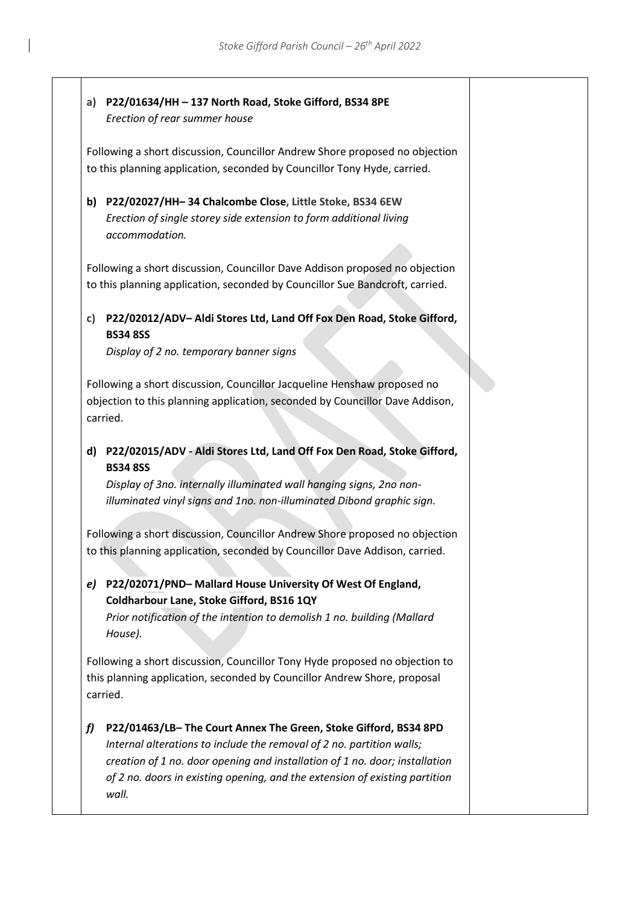**a) P22/01634/HH – 137 North Road, Stoke Gifford, BS34 8PE**
*Erection of rear summer house*

Following a short discussion, Councillor Andrew Shore proposed no objection to this planning application, seconded by Councillor Tony Hyde, carried.

**b) P22/02027/HH– 34 Chalcombe Close, Little Stoke, BS34 6EW**
*Erection of single storey side extension to form additional living accommodation.*

Following a short discussion, Councillor Dave Addison proposed no objection to this planning application, seconded by Councillor Sue Bandcroft, carried.

**c) P22/02012/ADV– Aldi Stores Ltd, Land Off Fox Den Road, Stoke Gifford, BS34 8SS**
*Display of 2 no. temporary banner signs*

Following a short discussion, Councillor Jacqueline Henshaw proposed no objection to this planning application, seconded by Councillor Dave Addison, carried.

**d) P22/02015/ADV - Aldi Stores Ltd, Land Off Fox Den Road, Stoke Gifford, BS34 8SS**
*Display of 3no. internally illuminated wall hanging signs, 2no non-illuminated vinyl signs and 1no. non-illuminated Dibond graphic sign.*

Following a short discussion, Councillor Andrew Shore proposed no objection to this planning application, seconded by Councillor Dave Addison, carried.

***e) P22/02071/PND– Mallard House University Of West Of England, Coldharbour Lane, Stoke Gifford, BS16 1QY***
*Prior notification of the intention to demolish 1 no. building (Mallard House).*

Following a short discussion, Councillor Tony Hyde proposed no objection to this planning application, seconded by Councillor Andrew Shore, proposal carried.

***f) P22/01463/LB– The Court Annex The Green, Stoke Gifford, BS34 8PD***
*Internal alterations to include the removal of 2 no. partition walls; creation of 1 no. door opening and installation of 1 no. door; installation of 2 no. doors in existing opening, and the extension of existing partition wall.*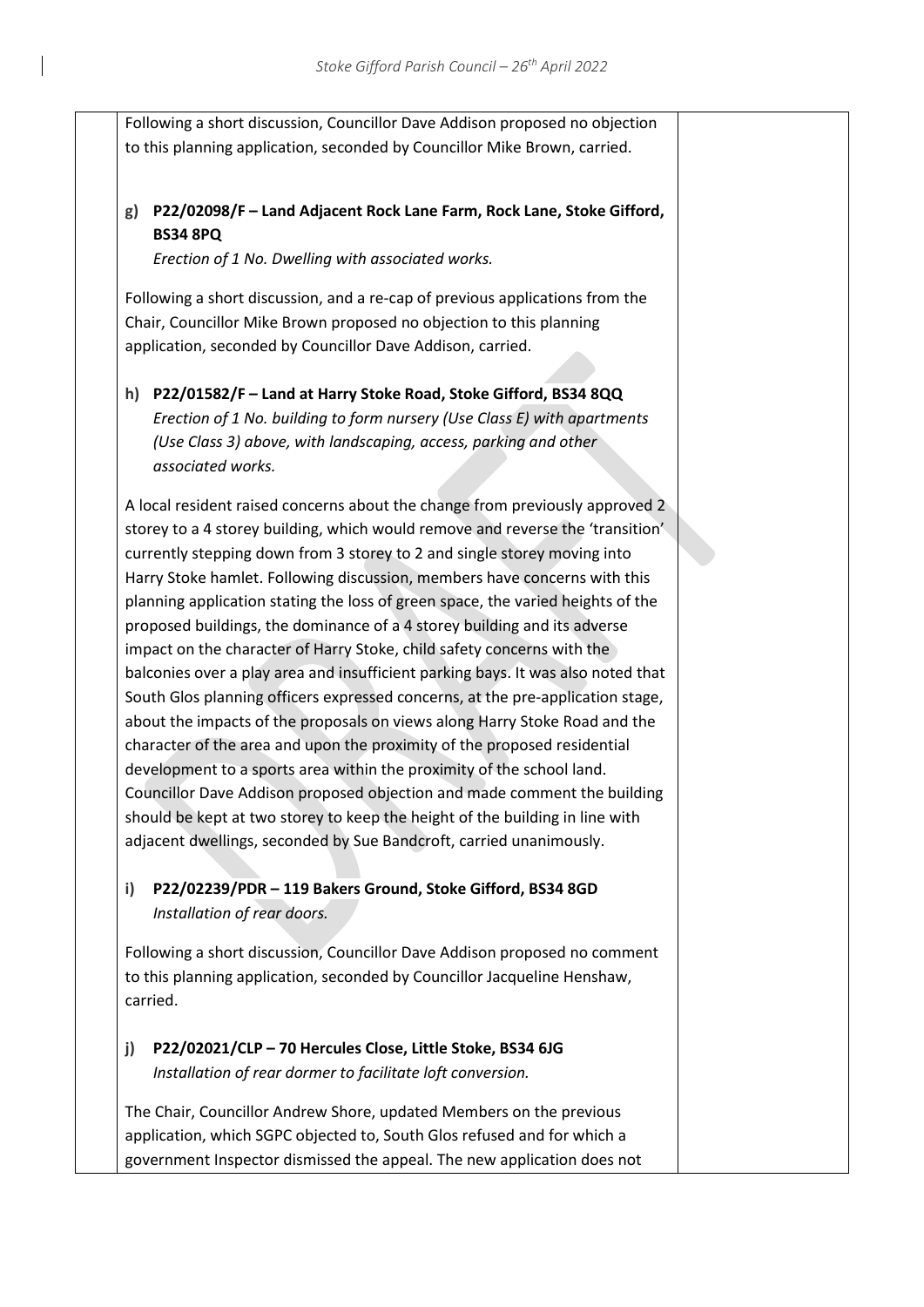Following a short discussion, Councillor Dave Addison proposed no objection to this planning application, seconded by Councillor Mike Brown, carried.

**g) P22/02098/F – Land Adjacent Rock Lane Farm, Rock Lane, Stoke Gifford, BS34 8PQ**

*Erection of 1 No. Dwelling with associated works.*

Following a short discussion, and a re-cap of previous applications from the Chair, Councillor Mike Brown proposed no objection to this planning application, seconded by Councillor Dave Addison, carried.

**h) P22/01582/F – Land at Harry Stoke Road, Stoke Gifford, BS34 8QQ**

*Erection of 1 No. building to form nursery (Use Class E) with apartments (Use Class 3) above, with landscaping, access, parking and other associated works.*

A local resident raised concerns about the change from previously approved 2 storey to a 4 storey building, which would remove and reverse the 'transition' currently stepping down from 3 storey to 2 and single storey moving into Harry Stoke hamlet. Following discussion, members have concerns with this planning application stating the loss of green space, the varied heights of the proposed buildings, the dominance of a 4 storey building and its adverse impact on the character of Harry Stoke, child safety concerns with the balconies over a play area and insufficient parking bays. It was also noted that South Glos planning officers expressed concerns, at the pre-application stage, about the impacts of the proposals on views along Harry Stoke Road and the character of the area and upon the proximity of the proposed residential development to a sports area within the proximity of the school land. Councillor Dave Addison proposed objection and made comment the building should be kept at two storey to keep the height of the building in line with adjacent dwellings, seconded by Sue Bandcroft, carried unanimously.

**i) P22/02239/PDR – 119 Bakers Ground, Stoke Gifford, BS34 8GD**

*Installation of rear doors.*

Following a short discussion, Councillor Dave Addison proposed no comment to this planning application, seconded by Councillor Jacqueline Henshaw, carried.

**j) P22/02021/CLP – 70 Hercules Close, Little Stoke, BS34 6JG**

*Installation of rear dormer to facilitate loft conversion.*

The Chair, Councillor Andrew Shore, updated Members on the previous application, which SGPC objected to, South Glos refused and for which a government Inspector dismissed the appeal. The new application does not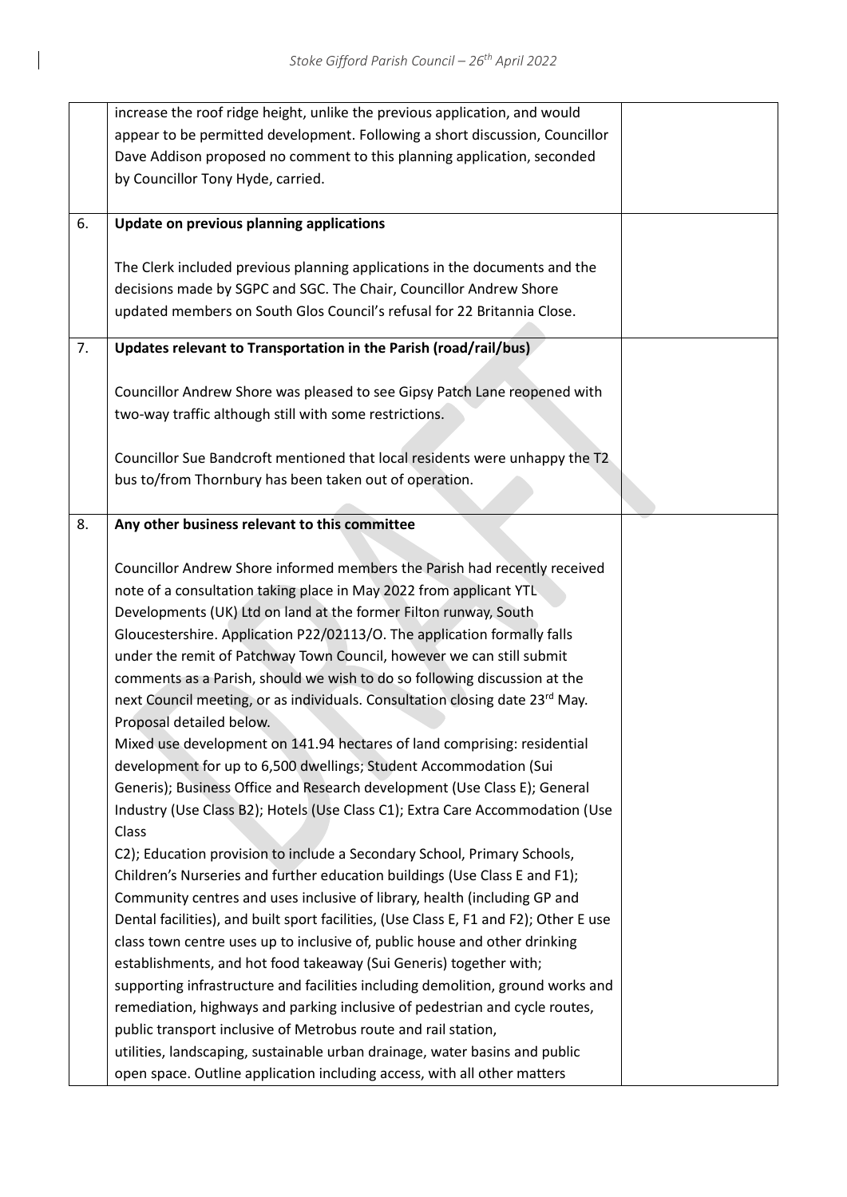| | | |
|---|---|---|
| | increase the roof ridge height, unlike the previous application, and would appear to be permitted development. Following a short discussion, Councillor Dave Addison proposed no comment to this planning application, seconded by Councillor Tony Hyde, carried. | |
| 6. | **Update on previous planning applications**<br><br>The Clerk included previous planning applications in the documents and the decisions made by SGPC and SGC. The Chair, Councillor Andrew Shore updated members on South Glos Council's refusal for 22 Britannia Close. | |
| 7. | **Updates relevant to Transportation in the Parish (road/rail/bus)**<br><br>Councillor Andrew Shore was pleased to see Gipsy Patch Lane reopened with two-way traffic although still with some restrictions.<br><br>Councillor Sue Bandcroft mentioned that local residents were unhappy the T2 bus to/from Thornbury has been taken out of operation. | |
| 8. | **Any other business relevant to this committee**<br><br>Councillor Andrew Shore informed members the Parish had recently received note of a consultation taking place in May 2022 from applicant YTL Developments (UK) Ltd on land at the former Filton runway, South Gloucestershire. Application P22/02113/O. The application formally falls under the remit of Patchway Town Council, however we can still submit comments as a Parish, should we wish to do so following discussion at the next Council meeting, or as individuals. Consultation closing date 23rd May. Proposal detailed below.<br>Mixed use development on 141.94 hectares of land comprising: residential development for up to 6,500 dwellings; Student Accommodation (Sui Generis); Business Office and Research development (Use Class E); General Industry (Use Class B2); Hotels (Use Class C1); Extra Care Accommodation (Use Class<br>C2); Education provision to include a Secondary School, Primary Schools, Children's Nurseries and further education buildings (Use Class E and F1); Community centres and uses inclusive of library, health (including GP and Dental facilities), and built sport facilities, (Use Class E, F1 and F2); Other E use class town centre uses up to inclusive of, public house and other drinking establishments, and hot food takeaway (Sui Generis) together with; supporting infrastructure and facilities including demolition, ground works and remediation, highways and parking inclusive of pedestrian and cycle routes, public transport inclusive of Metrobus route and rail station,<br>utilities, landscaping, sustainable urban drainage, water basins and public open space. Outline application including access, with all other matters | |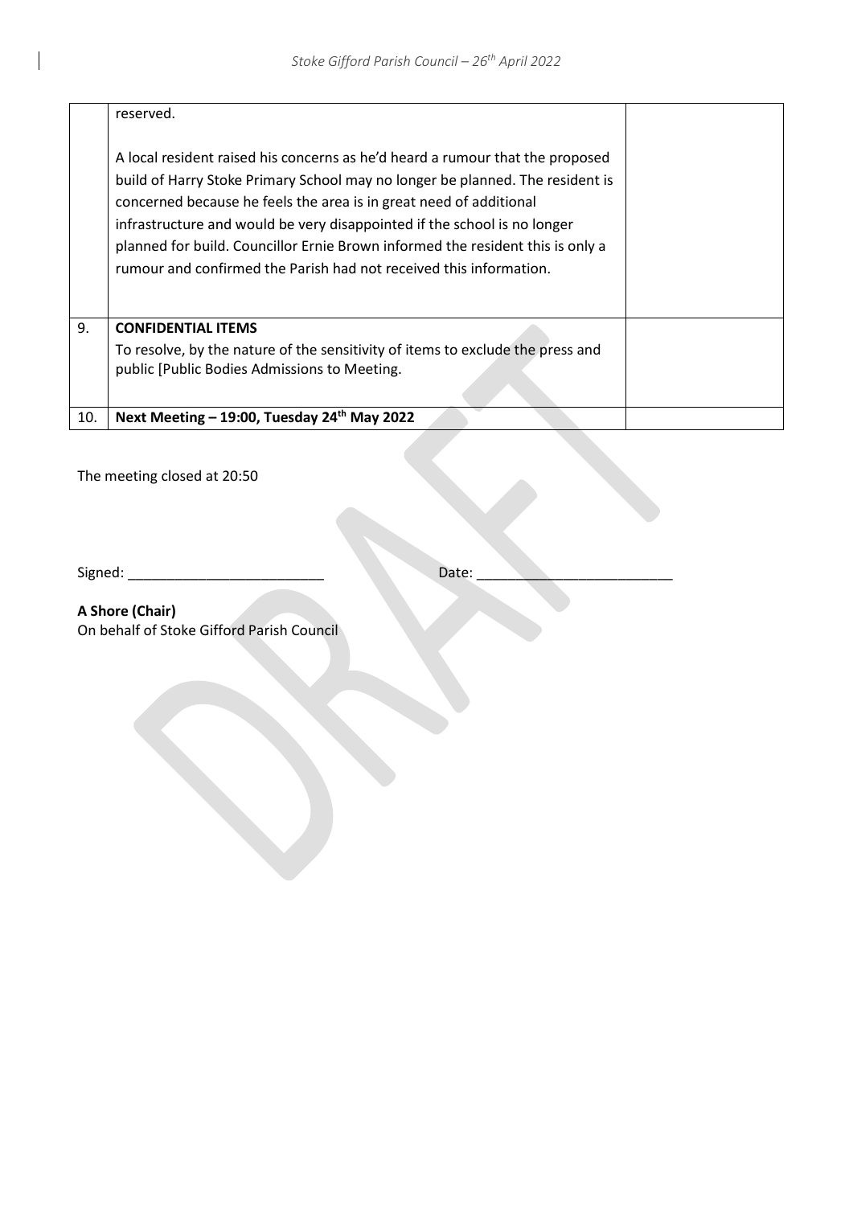| | | |
|---|---|---|
| | reserved.<br><br>A local resident raised his concerns as he'd heard a rumour that the proposed build of Harry Stoke Primary School may no longer be planned. The resident is concerned because he feels the area is in great need of additional infrastructure and would be very disappointed if the school is no longer planned for build. Councillor Ernie Brown informed the resident this is only a rumour and confirmed the Parish had not received this information. | |
| 9. | **CONFIDENTIAL ITEMS**<br>To resolve, by the nature of the sensitivity of items to exclude the press and public [Public Bodies Admissions to Meeting. | |
| 10. | **Next Meeting – 19:00, Tuesday 24th May 2022** | |

The meeting closed at 20:50

Signed: _________________________ Date: _________________________

**A Shore (Chair)**
On behalf of Stoke Gifford Parish Council

DRAFT